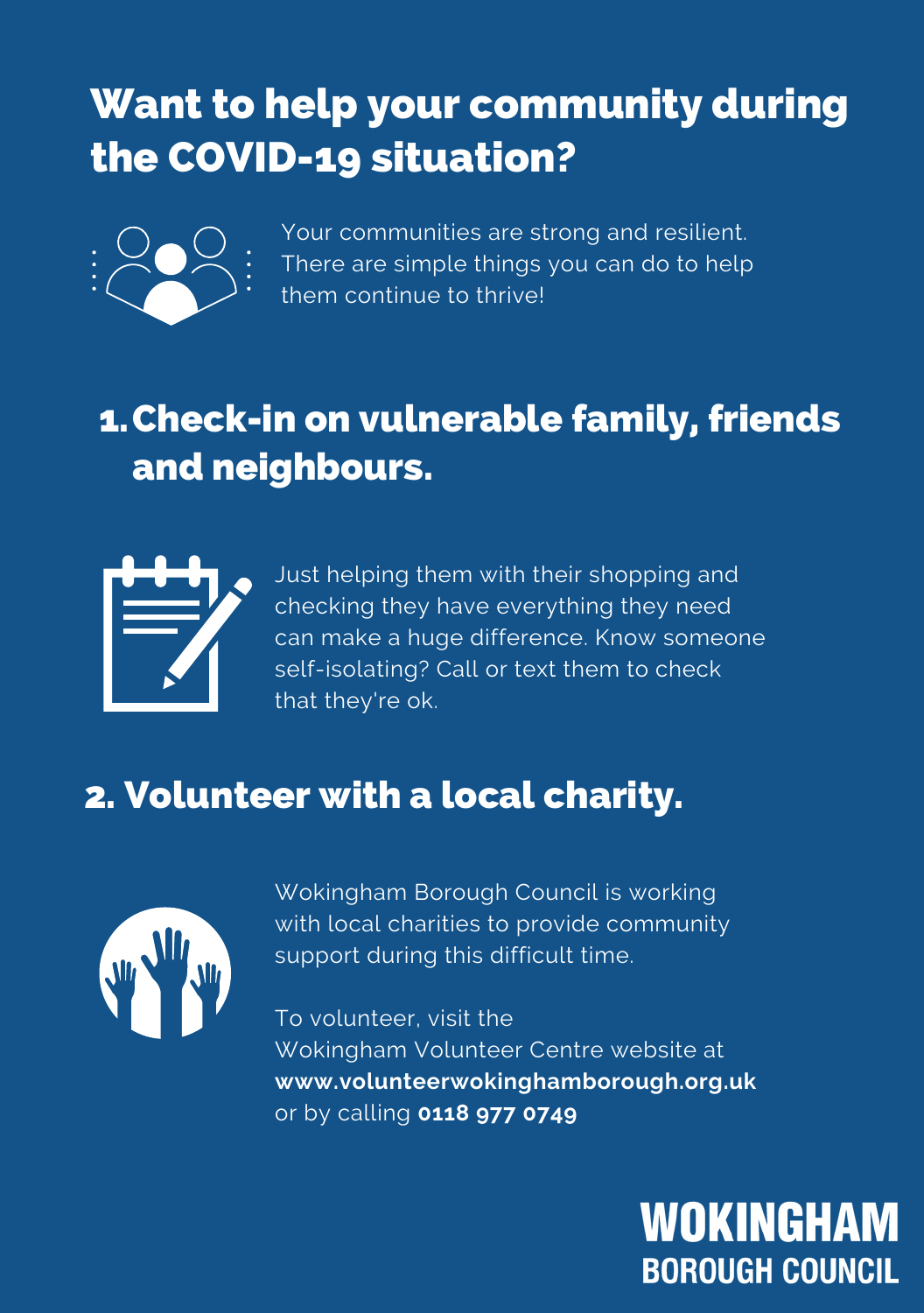# Want to help your community during the COVID-19 situation?

Your communities are strong and resilient. There are simple things you can do to help them continue to thrive!

## 1. Check-in on vulnerable family, friends and neighbours.

Just helping them with their shopping and checking they have everything they need can make a huge difference. Know someone self-isolating? Call or text them to check that they're ok.

## 2. Volunteer with a local charity.

Wokingham Borough Council is working with local charities to provide community support during this difficult time.

To volunteer, visit the Wokingham Volunteer Centre website at **www.volunteerwokinghamborough.org.uk** or by calling **0118 977 0749**

**WOKINGHAM BOROUGH COUNCIL**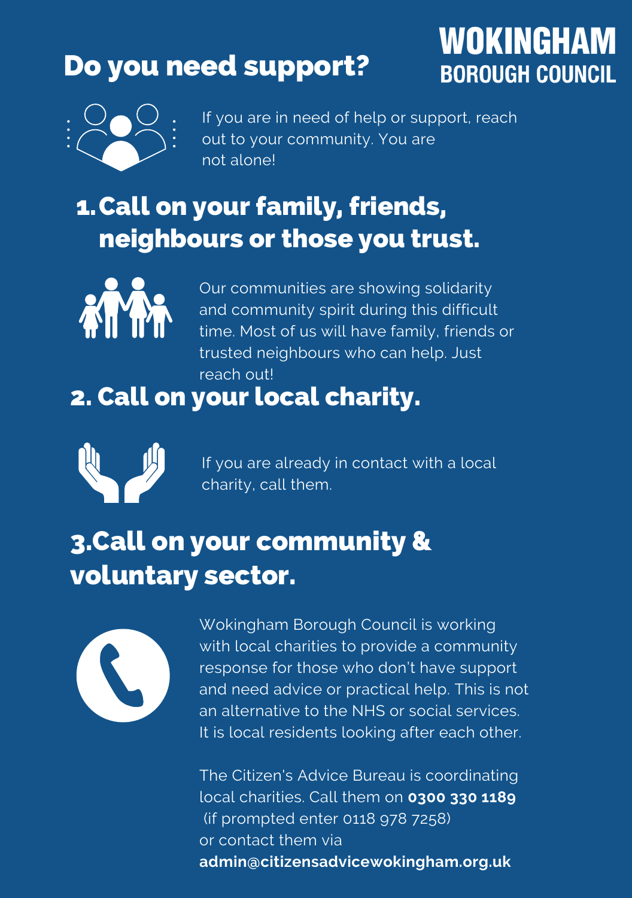# Do you need support?

**WOKINGHAM BOROUGH COUNCIL**

If you are in need of help or support, reach out to your community. You are not alone!

## 1. Call on your family, friends, neighbours or those you trust.

Our communities are showing solidarity and community spirit during this difficult time. Most of us will have family, friends or trusted neighbours who can help. Just reach out!

## 2. Call on your local charity.

If you are already in contact with a local charity, call them.

## 3. Call on your community & voluntary sector.

Wokingham Borough Council is working with local charities to provide a community response for those who don't have support and need advice or practical help. This is not an alternative to the NHS or social services. It is local residents looking after each other.

The Citizen's Advice Bureau is coordinating local charities. Call them on **0300 330 1189** (if prompted enter 0118 978 7258) or contact them via **admin@citizensadvicewokingham.org.uk**